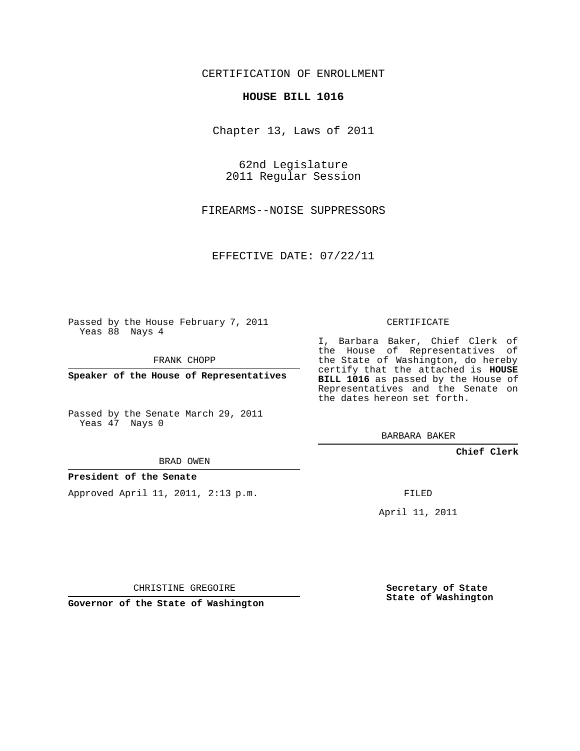CERTIFICATION OF ENROLLMENT

**HOUSE BILL 1016**

Chapter 13, Laws of 2011

62nd Legislature
2011 Regular Session

FIREARMS--NOISE SUPPRESSORS

EFFECTIVE DATE: 07/22/11

Passed by the House February 7, 2011
Yeas 88 Nays 4

FRANK CHOPP

**Speaker of the House of Representatives**

Passed by the Senate March 29, 2011
Yeas 47 Nays 0

BRAD OWEN

**President of the Senate**

Approved April 11, 2011, 2:13 p.m.

CHRISTINE GREGOIRE

**Governor of the State of Washington**

CERTIFICATE

I, Barbara Baker, Chief Clerk of the House of Representatives of the State of Washington, do hereby certify that the attached is **HOUSE BILL 1016** as passed by the House of Representatives and the Senate on the dates hereon set forth.

BARBARA BAKER

**Chief Clerk**

FILED

April 11, 2011

**Secretary of State**
**State of Washington**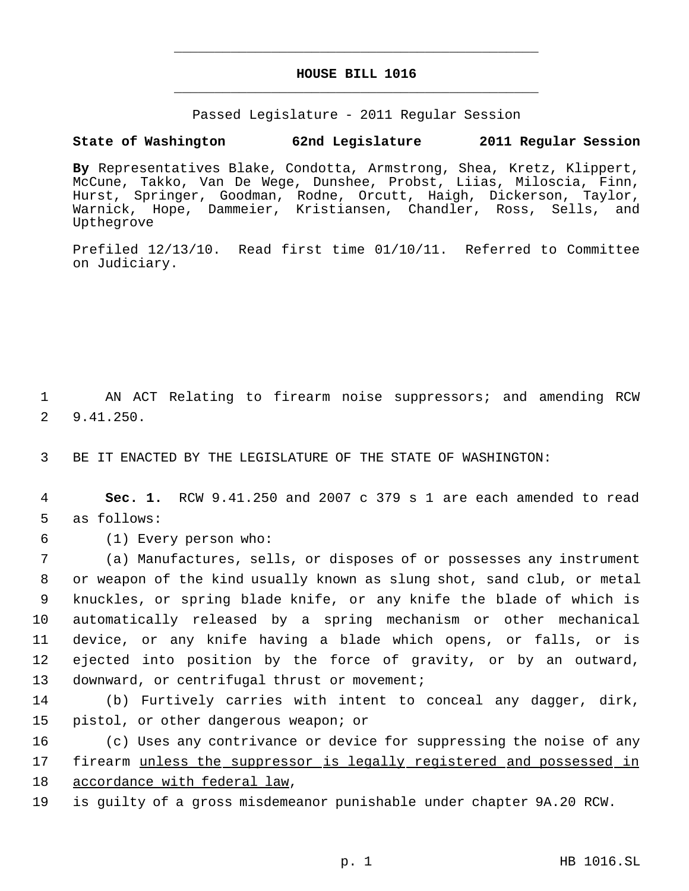# HOUSE BILL 1016

Passed Legislature - 2011 Regular Session

**State of Washington 62nd Legislature 2011 Regular Session**

**By** Representatives Blake, Condotta, Armstrong, Shea, Kretz, Klippert, McCune, Takko, Van De Wege, Dunshee, Probst, Liias, Miloscia, Finn, Hurst, Springer, Goodman, Rodne, Orcutt, Haigh, Dickerson, Taylor, Warnick, Hope, Dammeier, Kristiansen, Chandler, Ross, Sells, and Upthegrove

Prefiled 12/13/10. Read first time 01/10/11. Referred to Committee on Judiciary.

1 AN ACT Relating to firearm noise suppressors; and amending RCW
2 9.41.250.

3 BE IT ENACTED BY THE LEGISLATURE OF THE STATE OF WASHINGTON:

4 **Sec. 1.** RCW 9.41.250 and 2007 c 379 s 1 are each amended to read
5 as follows:

6 (1) Every person who:

7 (a) Manufactures, sells, or disposes of or possesses any instrument
8 or weapon of the kind usually known as slung shot, sand club, or metal
9 knuckles, or spring blade knife, or any knife the blade of which is
10 automatically released by a spring mechanism or other mechanical
11 device, or any knife having a blade which opens, or falls, or is
12 ejected into position by the force of gravity, or by an outward,
13 downward, or centrifugal thrust or movement;

14 (b) Furtively carries with intent to conceal any dagger, dirk,
15 pistol, or other dangerous weapon; or

16 (c) Uses any contrivance or device for suppressing the noise of any
17 firearm <u>unless the suppressor is legally registered and possessed in</u>
18 <u>accordance with federal law</u>,

19 is guilty of a gross misdemeanor punishable under chapter 9A.20 RCW.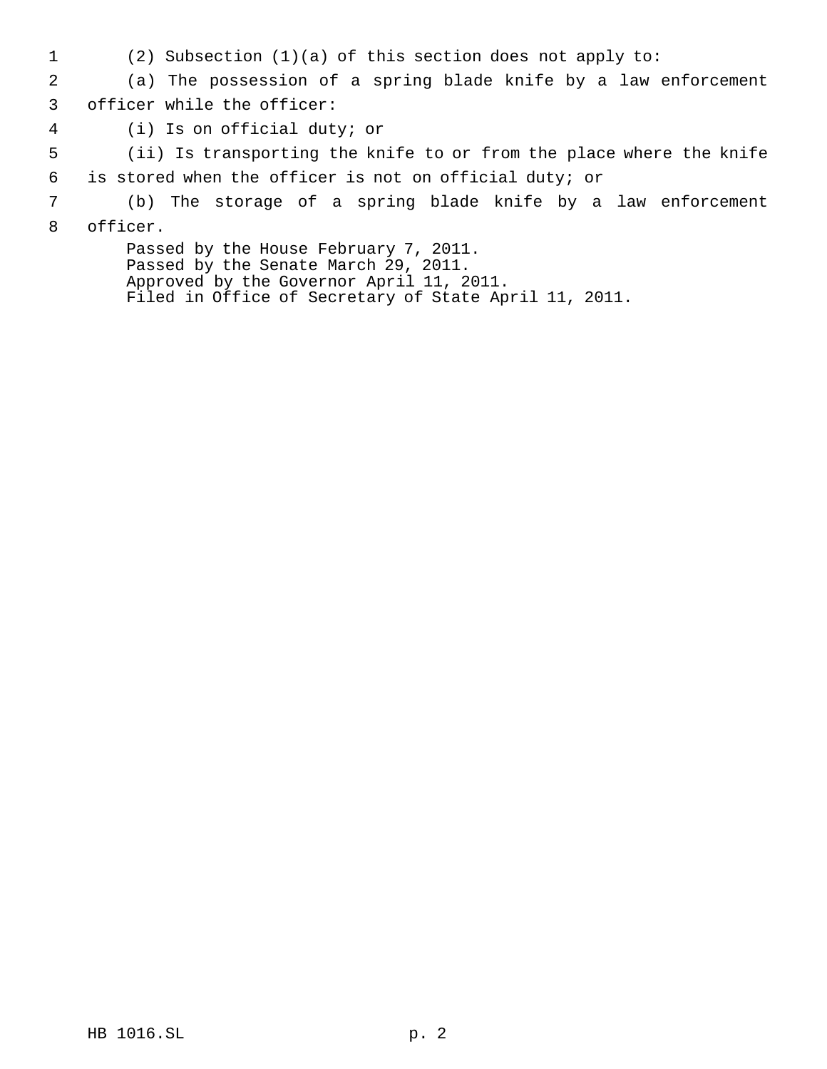(2) Subsection (1)(a) of this section does not apply to:

(a) The possession of a spring blade knife by a law enforcement officer while the officer:

(i) Is on official duty; or

(ii) Is transporting the knife to or from the place where the knife is stored when the officer is not on official duty; or

(b) The storage of a spring blade knife by a law enforcement officer.

Passed by the House February 7, 2011.
Passed by the Senate March 29, 2011.
Approved by the Governor April 11, 2011.
Filed in Office of Secretary of State April 11, 2011.